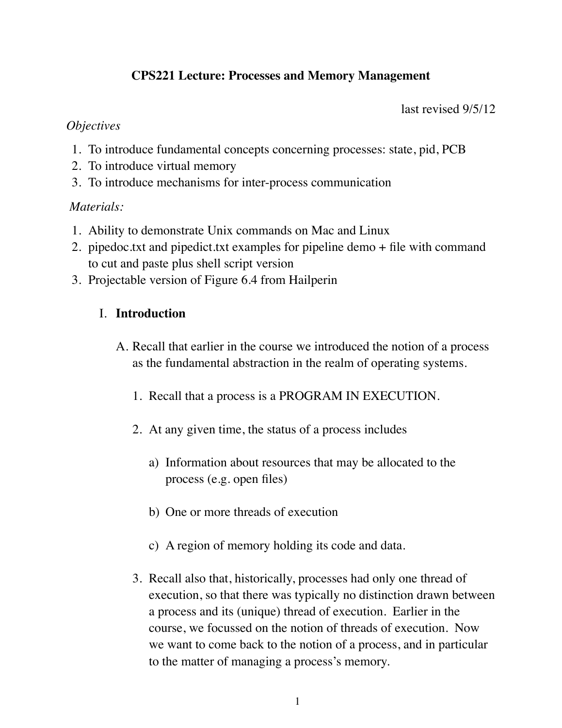# CPS221 Lecture: Processes and Memory Management

last revised 9/5/12

*Objectives*

1. To introduce fundamental concepts concerning processes: state, pid, PCB
2. To introduce virtual memory
3. To introduce mechanisms for inter-process communication

*Materials:*

1. Ability to demonstrate Unix commands on Mac and Linux
2. pipedoc.txt and pipedict.txt examples for pipeline demo + file with command to cut and paste plus shell script version
3. Projectable version of Figure 6.4 from Hailperin

## I. Introduction

A. Recall that earlier in the course we introduced the notion of a process as the fundamental abstraction in the realm of operating systems.

1. Recall that a process is a PROGRAM IN EXECUTION.

2. At any given time, the status of a process includes

   a) Information about resources that may be allocated to the process (e.g. open files)

   b) One or more threads of execution

   c) A region of memory holding its code and data.

3. Recall also that, historically, processes had only one thread of execution, so that there was typically no distinction drawn between a process and its (unique) thread of execution. Earlier in the course, we focussed on the notion of threads of execution. Now we want to come back to the notion of a process, and in particular to the matter of managing a process's memory.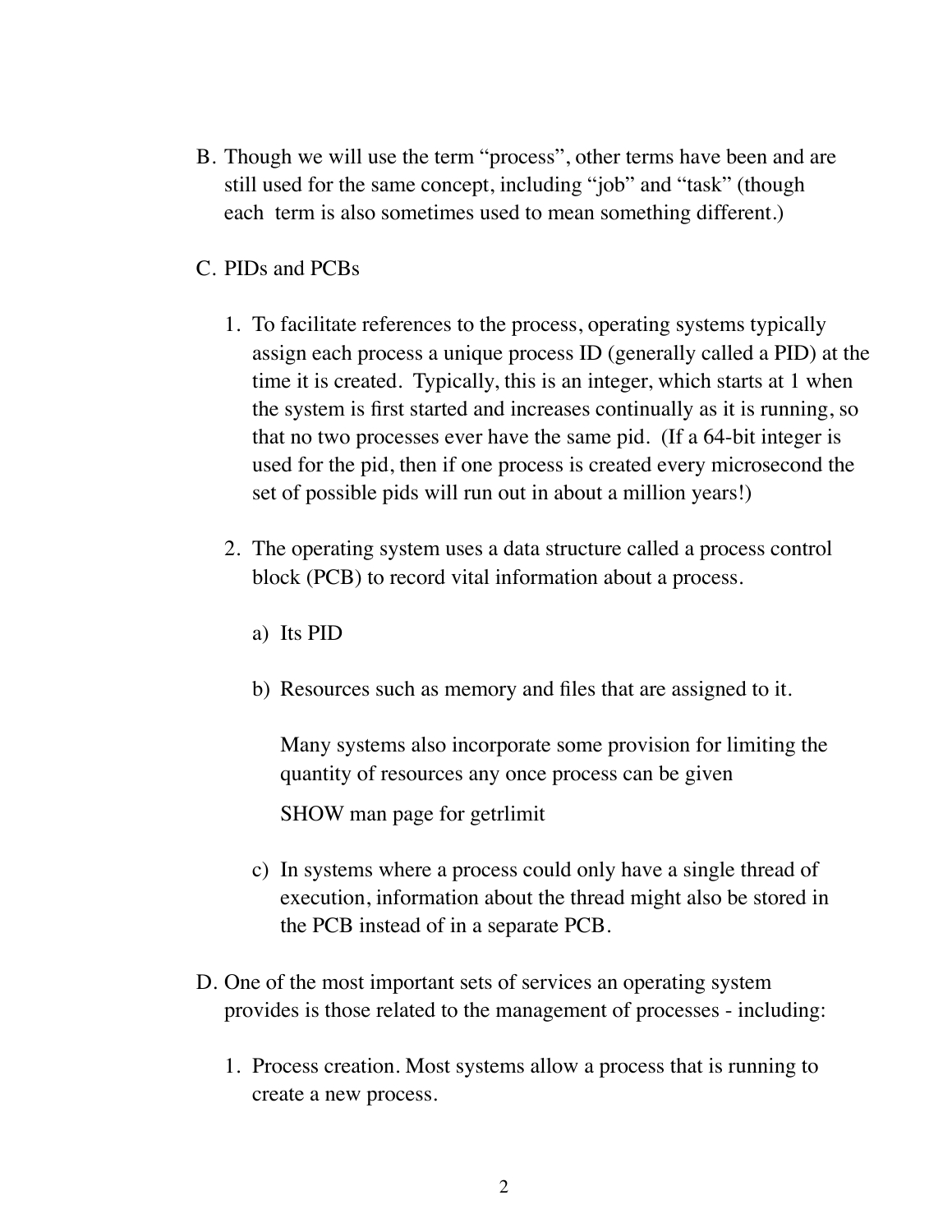B. Though we will use the term “process”, other terms have been and are still used for the same concept, including “job” and “task” (though each term is also sometimes used to mean something different.)

C. PIDs and PCBs

1. To facilitate references to the process, operating systems typically assign each process a unique process ID (generally called a PID) at the time it is created. Typically, this is an integer, which starts at 1 when the system is first started and increases continually as it is running, so that no two processes ever have the same pid. (If a 64-bit integer is used for the pid, then if one process is created every microsecond the set of possible pids will run out in about a million years!)

2. The operating system uses a data structure called a process control block (PCB) to record vital information about a process.

   a) Its PID

   b) Resources such as memory and files that are assigned to it.

      Many systems also incorporate some provision for limiting the quantity of resources any once process can be given

      SHOW man page for getrlimit

   c) In systems where a process could only have a single thread of execution, information about the thread might also be stored in the PCB instead of in a separate PCB.

D. One of the most important sets of services an operating system provides is those related to the management of processes - including:

1. Process creation. Most systems allow a process that is running to create a new process.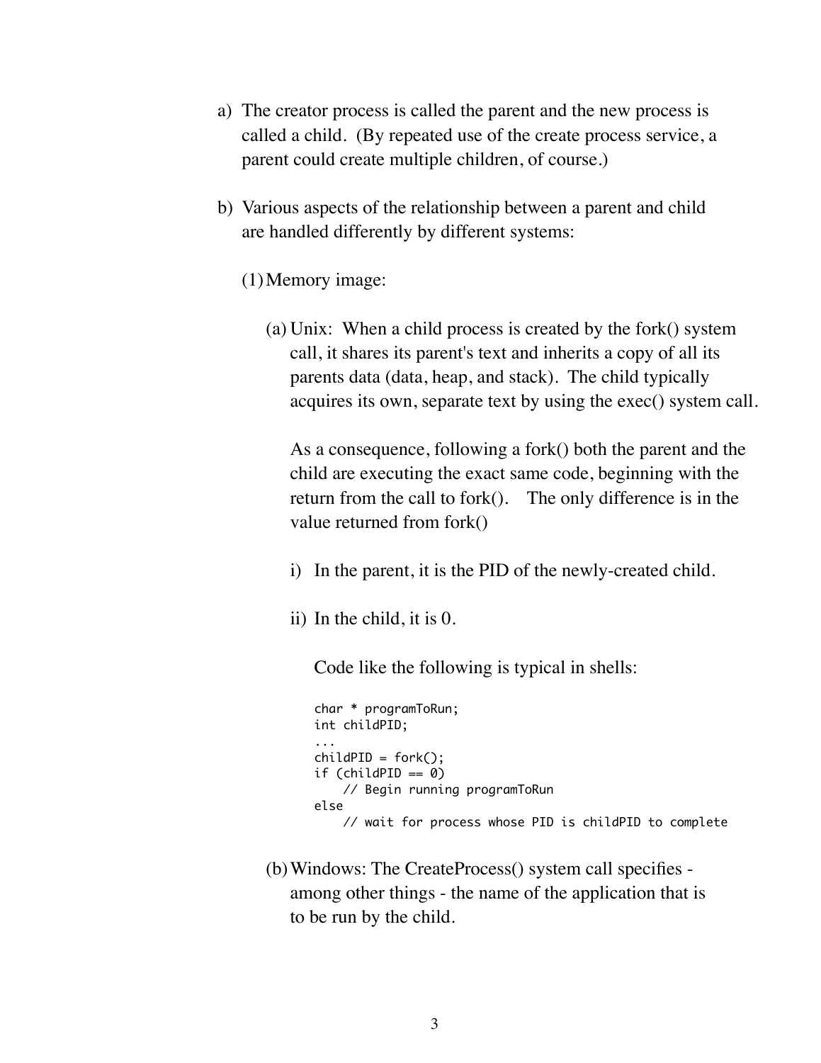a) The creator process is called the parent and the new process is called a child. (By repeated use of the create process service, a parent could create multiple children, of course.)

b) Various aspects of the relationship between a parent and child are handled differently by different systems:

   (1) Memory image:

   (a) Unix: When a child process is created by the fork() system call, it shares its parent's text and inherits a copy of all its parents data (data, heap, and stack). The child typically acquires its own, separate text by using the exec() system call.

   As a consequence, following a fork() both the parent and the child are executing the exact same code, beginning with the return from the call to fork(). The only difference is in the value returned from fork()

   i) In the parent, it is the PID of the newly-created child.

   ii) In the child, it is 0.

   Code like the following is typical in shells:

```
char * programToRun;
int childPID;
...
childPID = fork();
if (childPID == 0)
    // Begin running programToRun
else
    // wait for process whose PID is childPID to complete
```

   (b) Windows: The CreateProcess() system call specifies - among other things - the name of the application that is to be run by the child.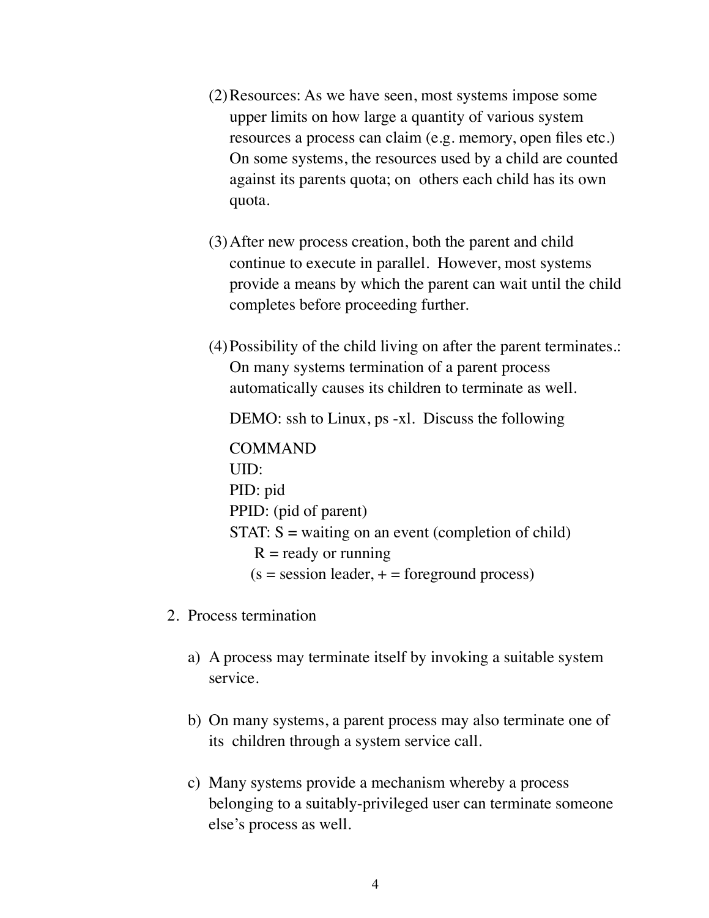(2) Resources: As we have seen, most systems impose some upper limits on how large a quantity of various system resources a process can claim (e.g. memory, open files etc.) On some systems, the resources used by a child are counted against its parents quota; on others each child has its own quota.

(3) After new process creation, both the parent and child continue to execute in parallel. However, most systems provide a means by which the parent can wait until the child completes before proceeding further.

(4) Possibility of the child living on after the parent terminates.: On many systems termination of a parent process automatically causes its children to terminate as well.

    DEMO: ssh to Linux, ps -xl. Discuss the following

    COMMAND
    UID:
    PID: pid
    PPID: (pid of parent)
    STAT: S = waiting on an event (completion of child)
        R = ready or running
        (s = session leader, + = foreground process)

2. Process termination

    a) A process may terminate itself by invoking a suitable system service.

    b) On many systems, a parent process may also terminate one of its children through a system service call.

    c) Many systems provide a mechanism whereby a process belonging to a suitably-privileged user can terminate someone else's process as well.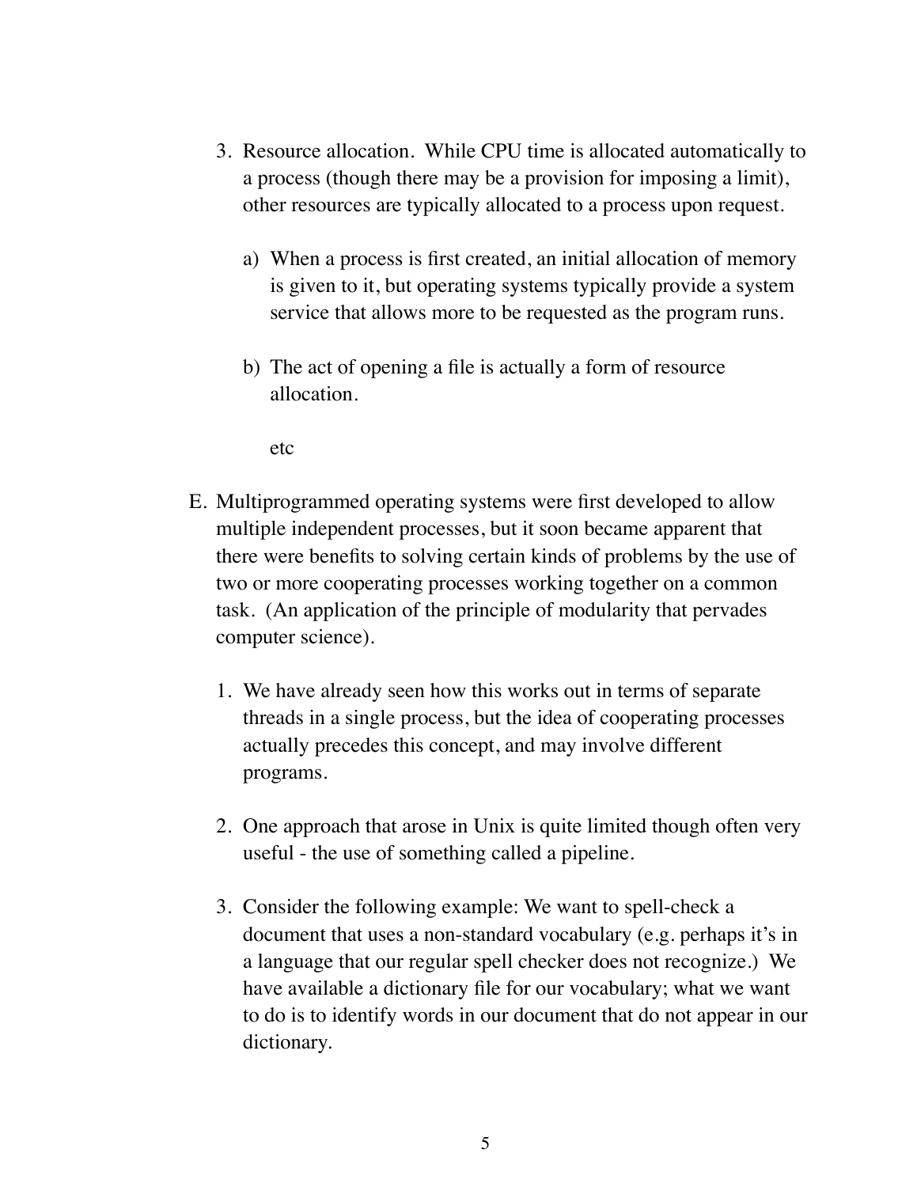3. Resource allocation. While CPU time is allocated automatically to a process (though there may be a provision for imposing a limit), other resources are typically allocated to a process upon request.

   a) When a process is first created, an initial allocation of memory is given to it, but operating systems typically provide a system service that allows more to be requested as the program runs.

   b) The act of opening a file is actually a form of resource allocation.

   etc

E. Multiprogrammed operating systems were first developed to allow multiple independent processes, but it soon became apparent that there were benefits to solving certain kinds of problems by the use of two or more cooperating processes working together on a common task. (An application of the principle of modularity that pervades computer science).

   1. We have already seen how this works out in terms of separate threads in a single process, but the idea of cooperating processes actually precedes this concept, and may involve different programs.

   2. One approach that arose in Unix is quite limited though often very useful - the use of something called a pipeline.

   3. Consider the following example: We want to spell-check a document that uses a non-standard vocabulary (e.g. perhaps it's in a language that our regular spell checker does not recognize.) We have available a dictionary file for our vocabulary; what we want to do is to identify words in our document that do not appear in our dictionary.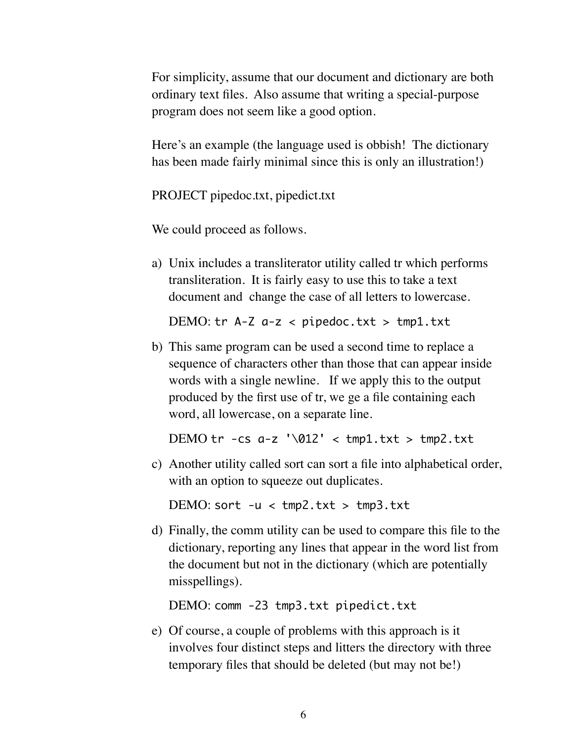For simplicity, assume that our document and dictionary are both ordinary text files. Also assume that writing a special-purpose program does not seem like a good option.

Here's an example (the language used is obbish! The dictionary has been made fairly minimal since this is only an illustration!)

PROJECT pipedoc.txt, pipedict.txt

We could proceed as follows.

a) Unix includes a transliterator utility called tr which performs transliteration. It is fairly easy to use this to take a text document and change the case of all letters to lowercase.

   DEMO: `tr A-Z a-z < pipedoc.txt > tmp1.txt`

b) This same program can be used a second time to replace a sequence of characters other than those that can appear inside words with a single newline. If we apply this to the output produced by the first use of tr, we ge a file containing each word, all lowercase, on a separate line.

   DEMO `tr -cs a-z '\012' < tmp1.txt > tmp2.txt`

c) Another utility called sort can sort a file into alphabetical order, with an option to squeeze out duplicates.

   DEMO: `sort -u < tmp2.txt > tmp3.txt`

d) Finally, the comm utility can be used to compare this file to the dictionary, reporting any lines that appear in the word list from the document but not in the dictionary (which are potentially misspellings).

   DEMO: `comm -23 tmp3.txt pipedict.txt`

e) Of course, a couple of problems with this approach is it involves four distinct steps and litters the directory with three temporary files that should be deleted (but may not be!)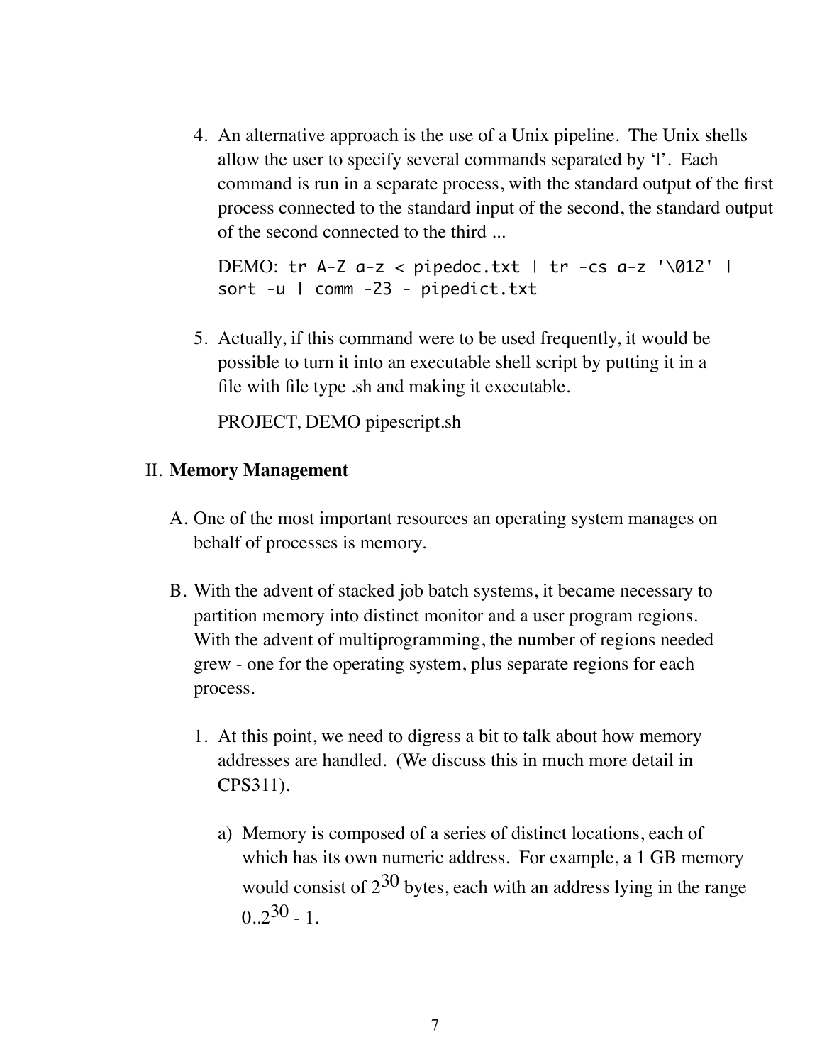4. An alternative approach is the use of a Unix pipeline. The Unix shells allow the user to specify several commands separated by '|'. Each command is run in a separate process, with the standard output of the first process connected to the standard input of the second, the standard output of the second connected to the third ...

   DEMO: `tr A-Z a-z < pipedoc.txt | tr -cs a-z '\012' | sort -u | comm -23 - pipedict.txt`

5. Actually, if this command were to be used frequently, it would be possible to turn it into an executable shell script by putting it in a file with file type .sh and making it executable.

   PROJECT, DEMO pipescript.sh

## II. **Memory Management**

A. One of the most important resources an operating system manages on behalf of processes is memory.

B. With the advent of stacked job batch systems, it became necessary to partition memory into distinct monitor and a user program regions. With the advent of multiprogramming, the number of regions needed grew - one for the operating system, plus separate regions for each process.

   1. At this point, we need to digress a bit to talk about how memory addresses are handled. (We discuss this in much more detail in CPS311).

      a) Memory is composed of a series of distinct locations, each of which has its own numeric address. For example, a 1 GB memory would consist of $2^{30}$ bytes, each with an address lying in the range $0..2^{30} - 1$.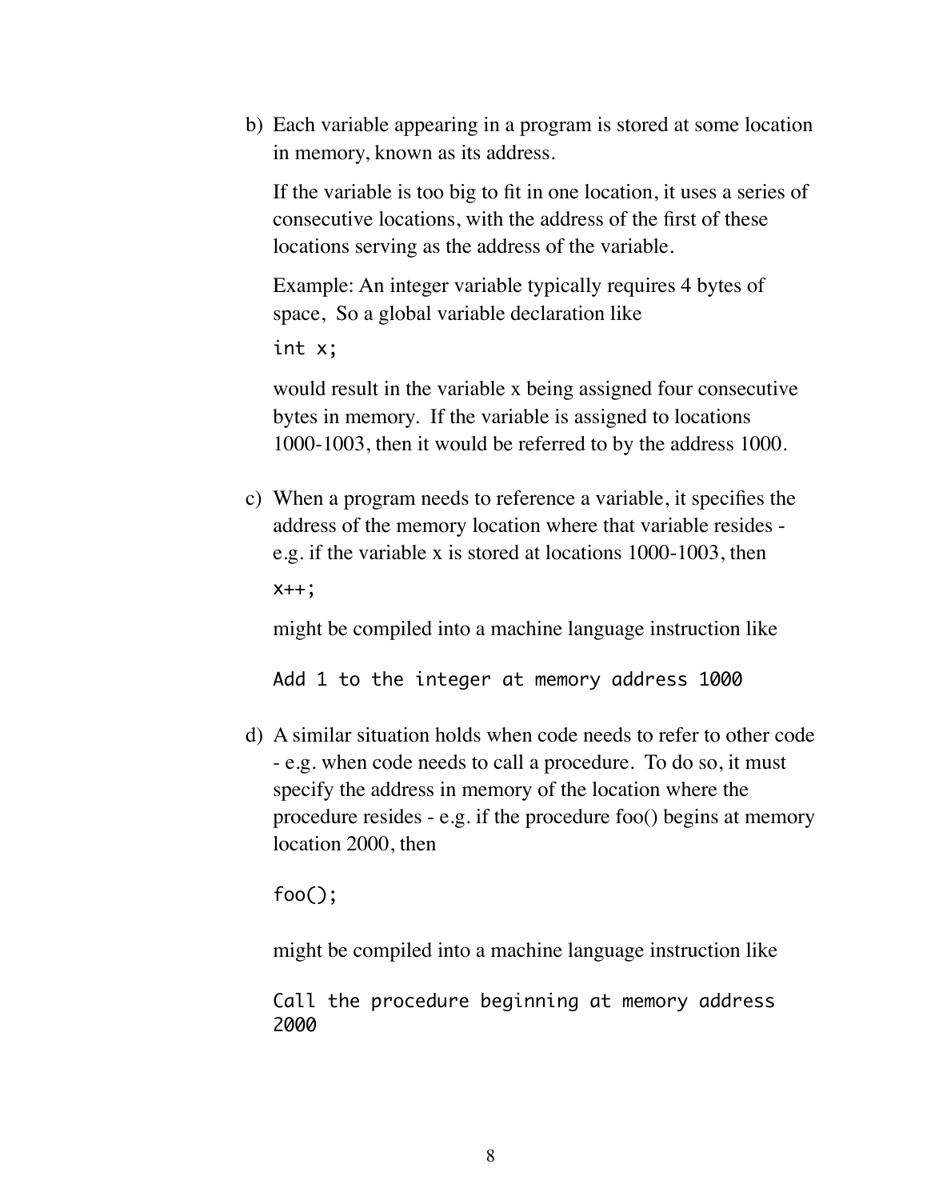b) Each variable appearing in a program is stored at some location in memory, known as its address.

   If the variable is too big to fit in one location, it uses a series of consecutive locations, with the address of the first of these locations serving as the address of the variable.

   Example: An integer variable typically requires 4 bytes of space, So a global variable declaration like

   ```
   int x;
   ```

   would result in the variable x being assigned four consecutive bytes in memory. If the variable is assigned to locations 1000-1003, then it would be referred to by the address 1000.

c) When a program needs to reference a variable, it specifies the address of the memory location where that variable resides - e.g. if the variable x is stored at locations 1000-1003, then

   ```
   x++;
   ```

   might be compiled into a machine language instruction like

   ```
   Add 1 to the integer at memory address 1000
   ```

d) A similar situation holds when code needs to refer to other code - e.g. when code needs to call a procedure. To do so, it must specify the address in memory of the location where the procedure resides - e.g. if the procedure foo() begins at memory location 2000, then

   ```
   foo();
   ```

   might be compiled into a machine language instruction like

   ```
   Call the procedure beginning at memory address 
   2000
   ```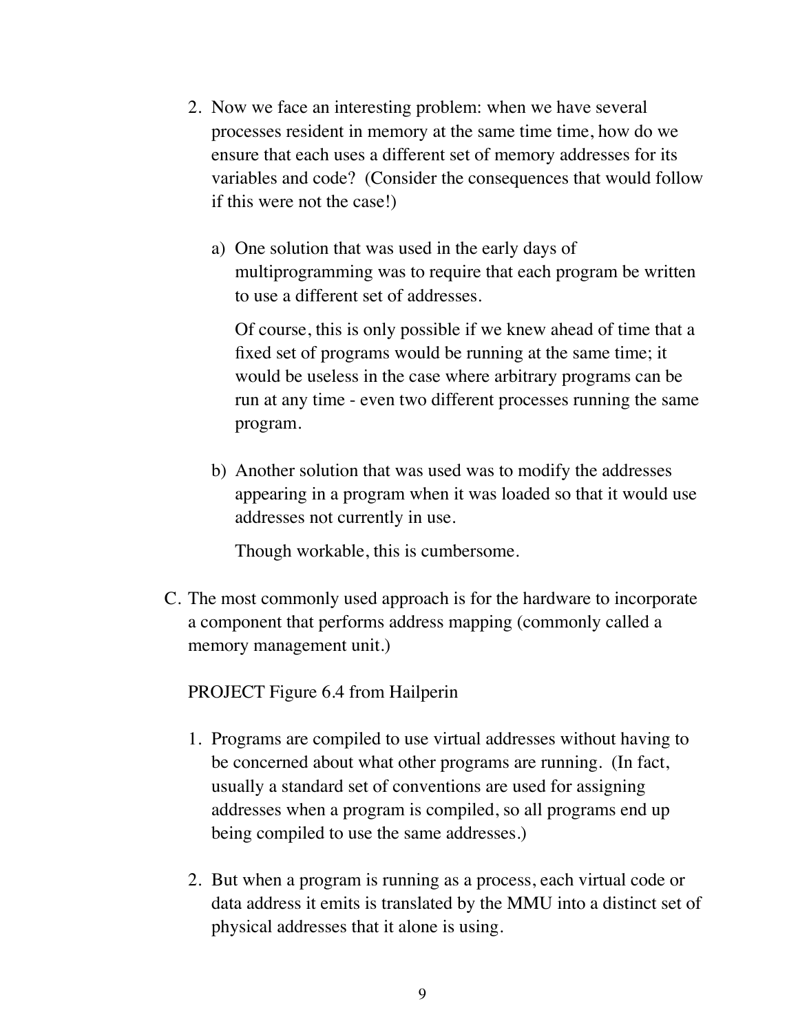2. Now we face an interesting problem: when we have several processes resident in memory at the same time time, how do we ensure that each uses a different set of memory addresses for its variables and code? (Consider the consequences that would follow if this were not the case!)

   a) One solution that was used in the early days of multiprogramming was to require that each program be written to use a different set of addresses.

      Of course, this is only possible if we knew ahead of time that a fixed set of programs would be running at the same time; it would be useless in the case where arbitrary programs can be run at any time - even two different processes running the same program.

   b) Another solution that was used was to modify the addresses appearing in a program when it was loaded so that it would use addresses not currently in use.

      Though workable, this is cumbersome.

C. The most commonly used approach is for the hardware to incorporate a component that performs address mapping (commonly called a memory management unit.)

   PROJECT Figure 6.4 from Hailperin

   1. Programs are compiled to use virtual addresses without having to be concerned about what other programs are running. (In fact, usually a standard set of conventions are used for assigning addresses when a program is compiled, so all programs end up being compiled to use the same addresses.)

   2. But when a program is running as a process, each virtual code or data address it emits is translated by the MMU into a distinct set of physical addresses that it alone is using.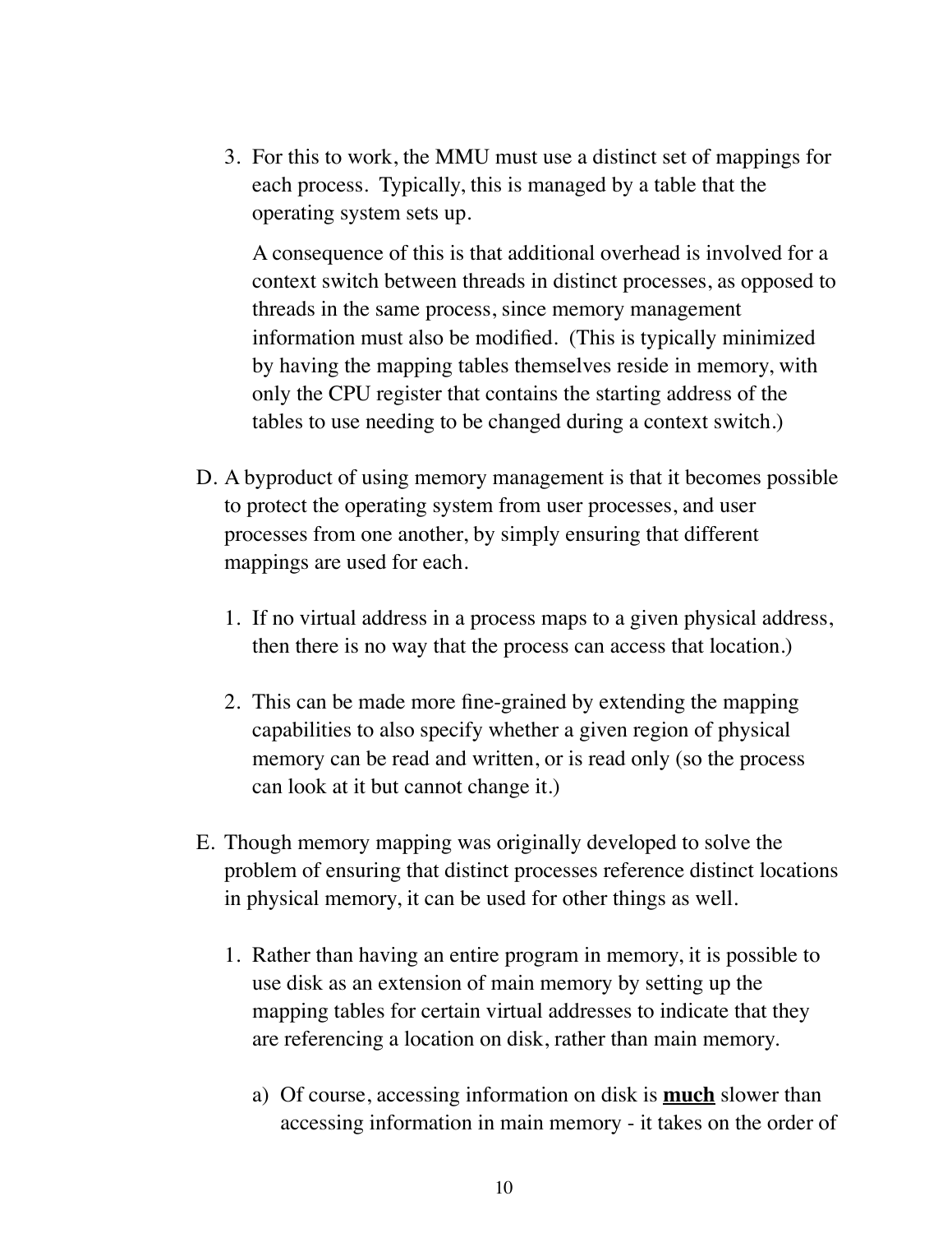3. For this to work, the MMU must use a distinct set of mappings for each process. Typically, this is managed by a table that the operating system sets up.

   A consequence of this is that additional overhead is involved for a context switch between threads in distinct processes, as opposed to threads in the same process, since memory management information must also be modified. (This is typically minimized by having the mapping tables themselves reside in memory, with only the CPU register that contains the starting address of the tables to use needing to be changed during a context switch.)

D. A byproduct of using memory management is that it becomes possible to protect the operating system from user processes, and user processes from one another, by simply ensuring that different mappings are used for each.

   1. If no virtual address in a process maps to a given physical address, then there is no way that the process can access that location.)

   2. This can be made more fine-grained by extending the mapping capabilities to also specify whether a given region of physical memory can be read and written, or is read only (so the process can look at it but cannot change it.)

E. Though memory mapping was originally developed to solve the problem of ensuring that distinct processes reference distinct locations in physical memory, it can be used for other things as well.

   1. Rather than having an entire program in memory, it is possible to use disk as an extension of main memory by setting up the mapping tables for certain virtual addresses to indicate that they are referencing a location on disk, rather than main memory.

      a) Of course, accessing information on disk is <u>**much**</u> slower than accessing information in main memory - it takes on the order of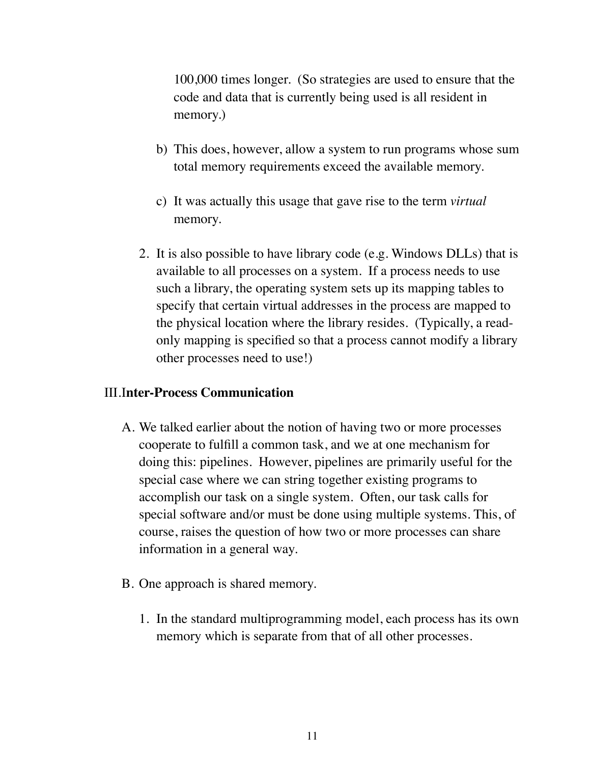100,000 times longer. (So strategies are used to ensure that the code and data that is currently being used is all resident in memory.)

b) This does, however, allow a system to run programs whose sum total memory requirements exceed the available memory.

c) It was actually this usage that gave rise to the term *virtual* memory.

2. It is also possible to have library code (e.g. Windows DLLs) that is available to all processes on a system. If a process needs to use such a library, the operating system sets up its mapping tables to specify that certain virtual addresses in the process are mapped to the physical location where the library resides. (Typically, a read-only mapping is specified so that a process cannot modify a library other processes need to use!)

## III. Inter-Process Communication

A. We talked earlier about the notion of having two or more processes cooperate to fulfill a common task, and we at one mechanism for doing this: pipelines. However, pipelines are primarily useful for the special case where we can string together existing programs to accomplish our task on a single system. Often, our task calls for special software and/or must be done using multiple systems. This, of course, raises the question of how two or more processes can share information in a general way.

B. One approach is shared memory.

1. In the standard multiprogramming model, each process has its own memory which is separate from that of all other processes.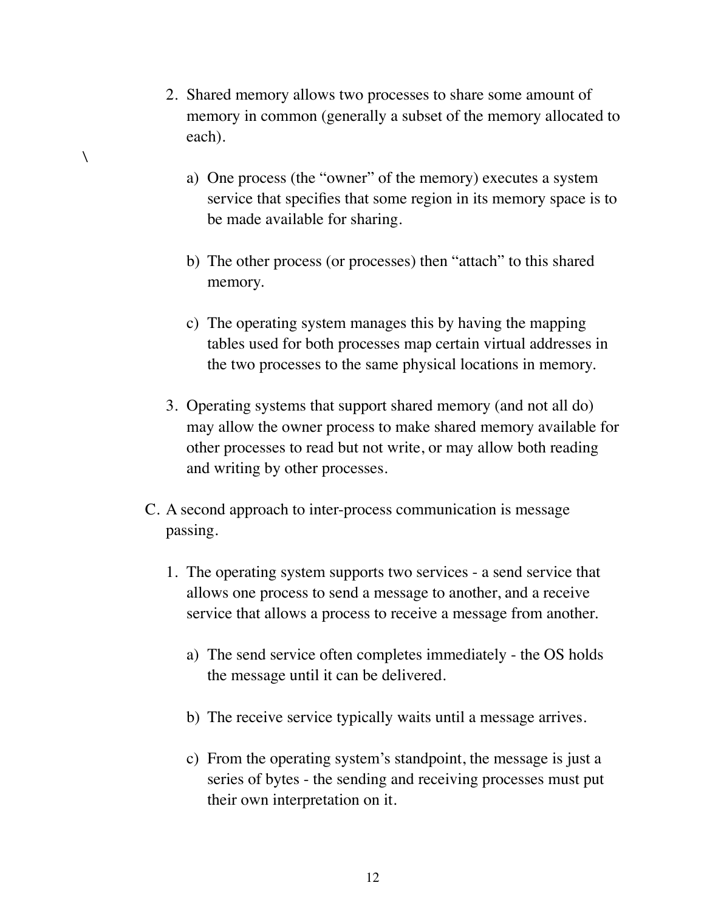2. Shared memory allows two processes to share some amount of memory in common (generally a subset of the memory allocated to each).

\

   a) One process (the "owner" of the memory) executes a system service that specifies that some region in its memory space is to be made available for sharing.

   b) The other process (or processes) then "attach" to this shared memory.

   c) The operating system manages this by having the mapping tables used for both processes map certain virtual addresses in the two processes to the same physical locations in memory.

3. Operating systems that support shared memory (and not all do) may allow the owner process to make shared memory available for other processes to read but not write, or may allow both reading and writing by other processes.

C. A second approach to inter-process communication is message passing.

1. The operating system supports two services - a send service that allows one process to send a message to another, and a receive service that allows a process to receive a message from another.

   a) The send service often completes immediately - the OS holds the message until it can be delivered.

   b) The receive service typically waits until a message arrives.

   c) From the operating system's standpoint, the message is just a series of bytes - the sending and receiving processes must put their own interpretation on it.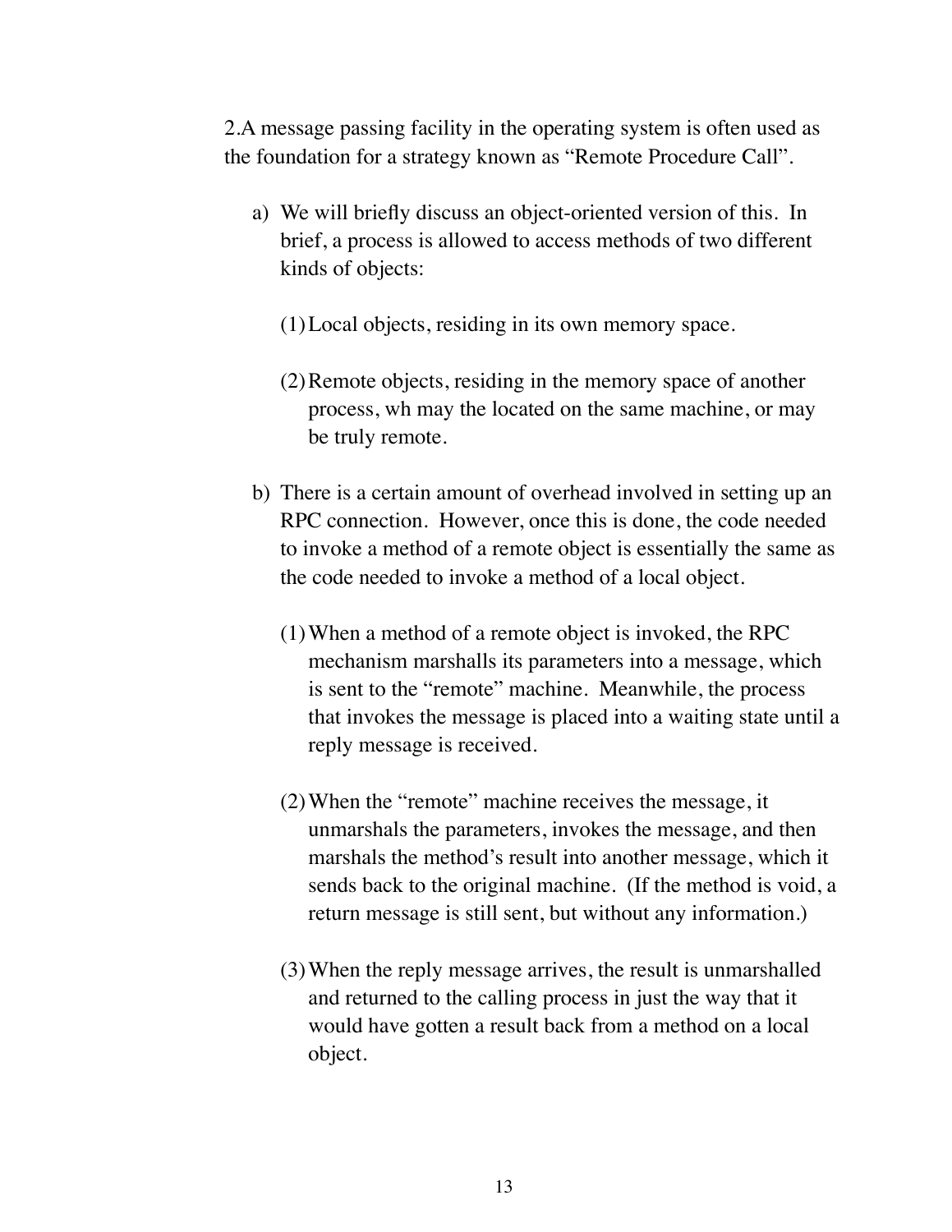2.A message passing facility in the operating system is often used as the foundation for a strategy known as “Remote Procedure Call”.

a) We will briefly discuss an object-oriented version of this. In brief, a process is allowed to access methods of two different kinds of objects:

   (1) Local objects, residing in its own memory space.

   (2) Remote objects, residing in the memory space of another process, wh may the located on the same machine, or may be truly remote.

b) There is a certain amount of overhead involved in setting up an RPC connection. However, once this is done, the code needed to invoke a method of a remote object is essentially the same as the code needed to invoke a method of a local object.

   (1) When a method of a remote object is invoked, the RPC mechanism marshalls its parameters into a message, which is sent to the “remote” machine. Meanwhile, the process that invokes the message is placed into a waiting state until a reply message is received.

   (2) When the “remote” machine receives the message, it unmarshals the parameters, invokes the message, and then marshals the method’s result into another message, which it sends back to the original machine. (If the method is void, a return message is still sent, but without any information.)

   (3) When the reply message arrives, the result is unmarshalled and returned to the calling process in just the way that it would have gotten a result back from a method on a local object.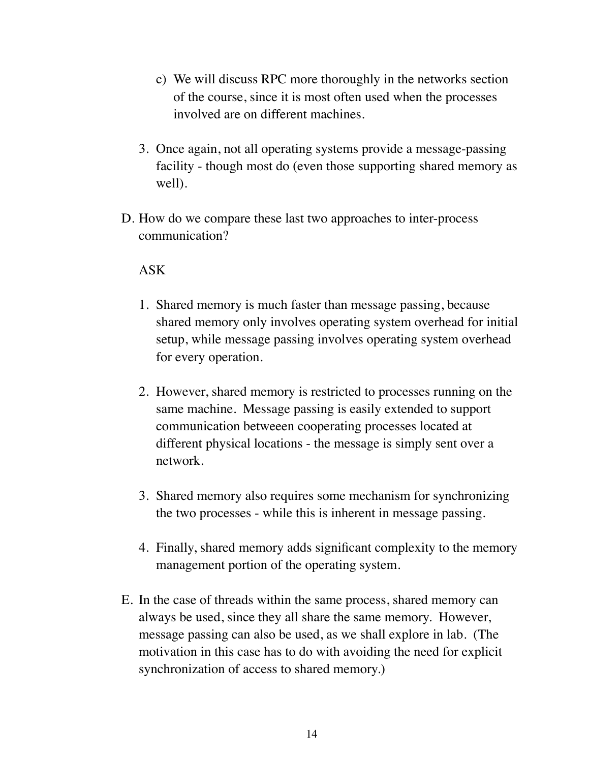c) We will discuss RPC more thoroughly in the networks section of the course, since it is most often used when the processes involved are on different machines.

3. Once again, not all operating systems provide a message-passing facility - though most do (even those supporting shared memory as well).

D. How do we compare these last two approaches to inter-process communication?

ASK

1. Shared memory is much faster than message passing, because shared memory only involves operating system overhead for initial setup, while message passing involves operating system overhead for every operation.

2. However, shared memory is restricted to processes running on the same machine. Message passing is easily extended to support communication betweeen cooperating processes located at different physical locations - the message is simply sent over a network.

3. Shared memory also requires some mechanism for synchronizing the two processes - while this is inherent in message passing.

4. Finally, shared memory adds significant complexity to the memory management portion of the operating system.

E. In the case of threads within the same process, shared memory can always be used, since they all share the same memory. However, message passing can also be used, as we shall explore in lab. (The motivation in this case has to do with avoiding the need for explicit synchronization of access to shared memory.)